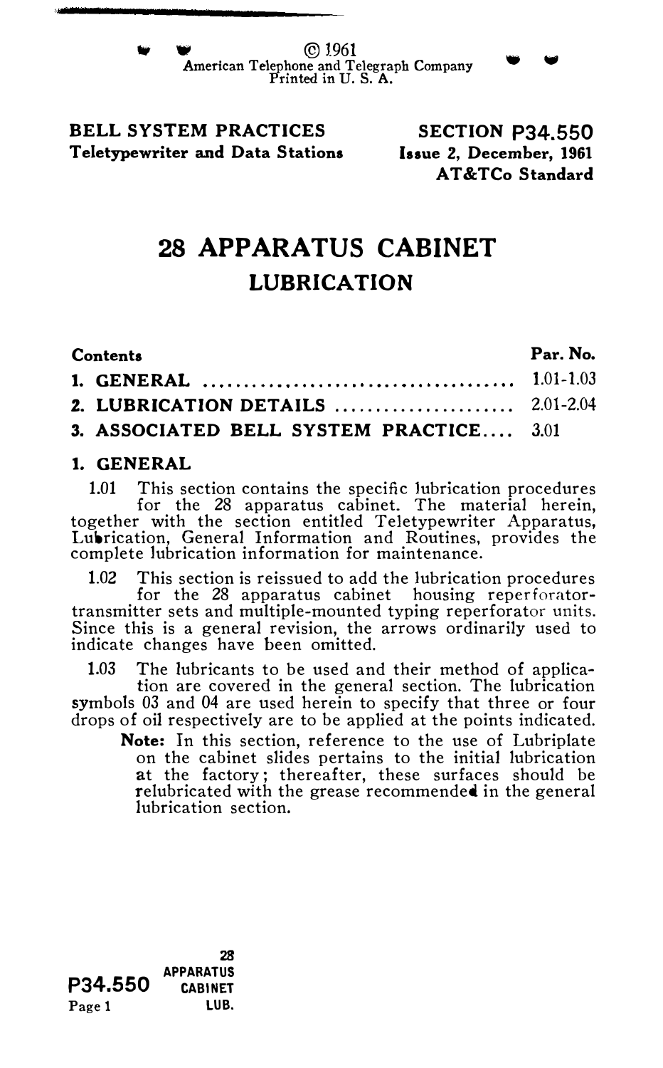© 1961
American Telephone and Telegraph Company
Printed in U. S. A.

**BELL SYSTEM PRACTICES**
**Teletypewriter and Data Stations**

**SECTION P34.550**
**Issue 2, December, 1961**
**AT&TCo Standard**

# 28 APPARATUS CABINET

## LUBRICATION

| Contents | Par. No. |
|---|---|
| 1. GENERAL | 1.01-1.03 |
| 2. LUBRICATION DETAILS | 2.01-2.04 |
| 3. ASSOCIATED BELL SYSTEM PRACTICE | 3.01 |

## 1. GENERAL

1.01 This section contains the specific lubrication procedures for the 28 apparatus cabinet. The material herein, together with the section entitled Teletypewriter Apparatus, Lubrication, General Information and Routines, provides the complete lubrication information for maintenance.

1.02 This section is reissued to add the lubrication procedures for the 28 apparatus cabinet housing reperforator-transmitter sets and multiple-mounted typing reperforator units. Since this is a general revision, the arrows ordinarily used to indicate changes have been omitted.

1.03 The lubricants to be used and their method of application are covered in the general section. The lubrication symbols 03 and 04 are used herein to specify that three or four drops of oil respectively are to be applied at the points indicated.

> **Note:** In this section, reference to the use of Lubriplate on the cabinet slides pertains to the initial lubrication at the factory; thereafter, these surfaces should be relubricated with the grease recommended in the general lubrication section.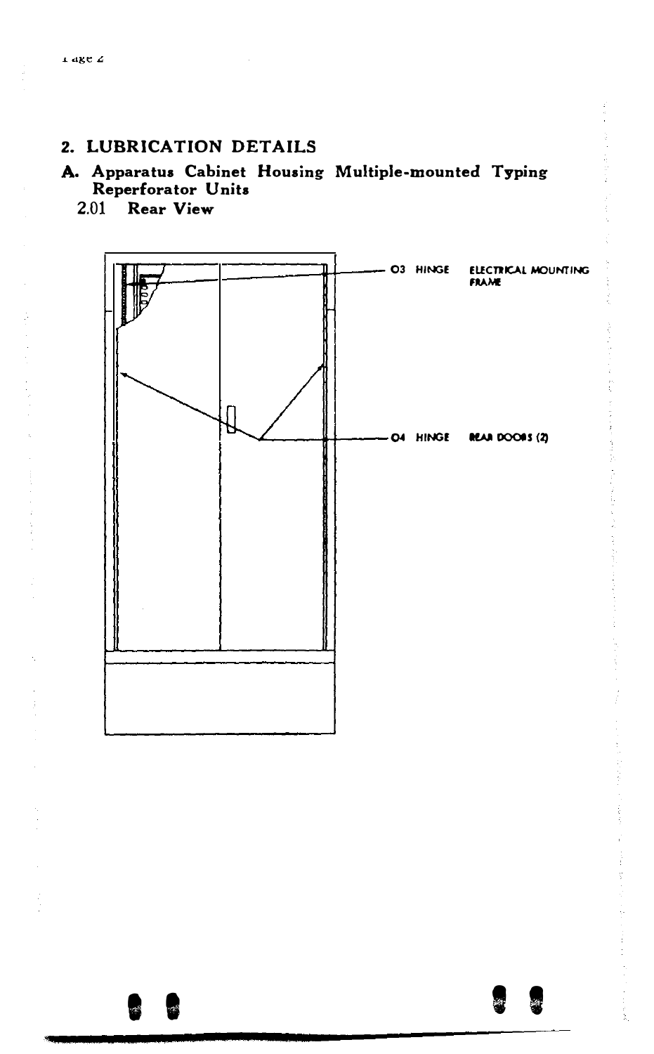## 2. LUBRICATION DETAILS

### A. Apparatus Cabinet Housing Multiple-mounted Typing Reperforator Units

**2.01 Rear View**

O3 HINGE ELECTRICAL MOUNTING FRAME

O4 HINGE REAR DOORS (2)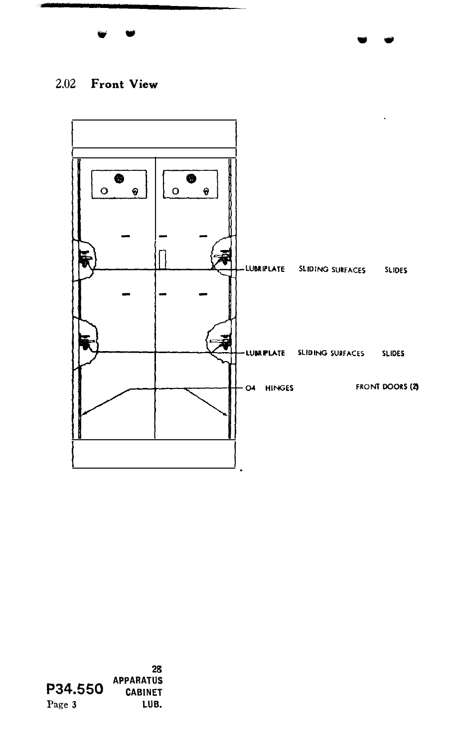## 2.02 Front View

LUBRIPLATE SLIDING SURFACES SLIDES

LUBRIPLATE SLIDING SURFACES SLIDES

O4 HINGES FRONT DOORS (2)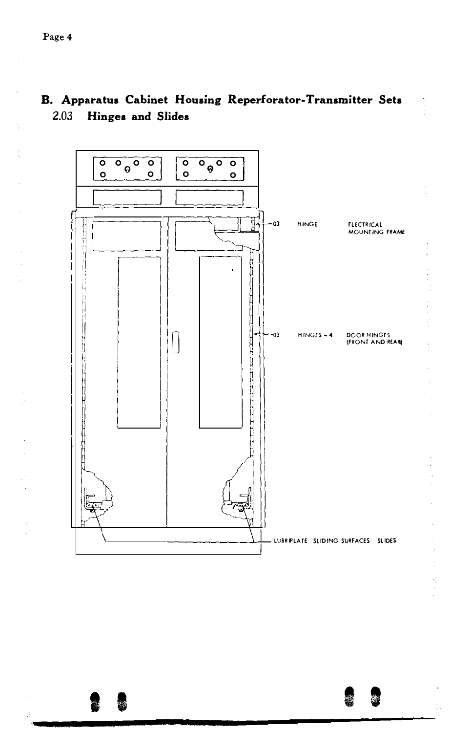## B. Apparatus Cabinet Housing Reperforator-Transmitter Sets

### 2.03 Hinges and Slides

03 HINGE ELECTRICAL MOUNTING FRAME

03 HINGES - 4 DOOR HINGES (FRONT AND REAR)

LUBRIPLATE SLIDING SURFACES SLIDES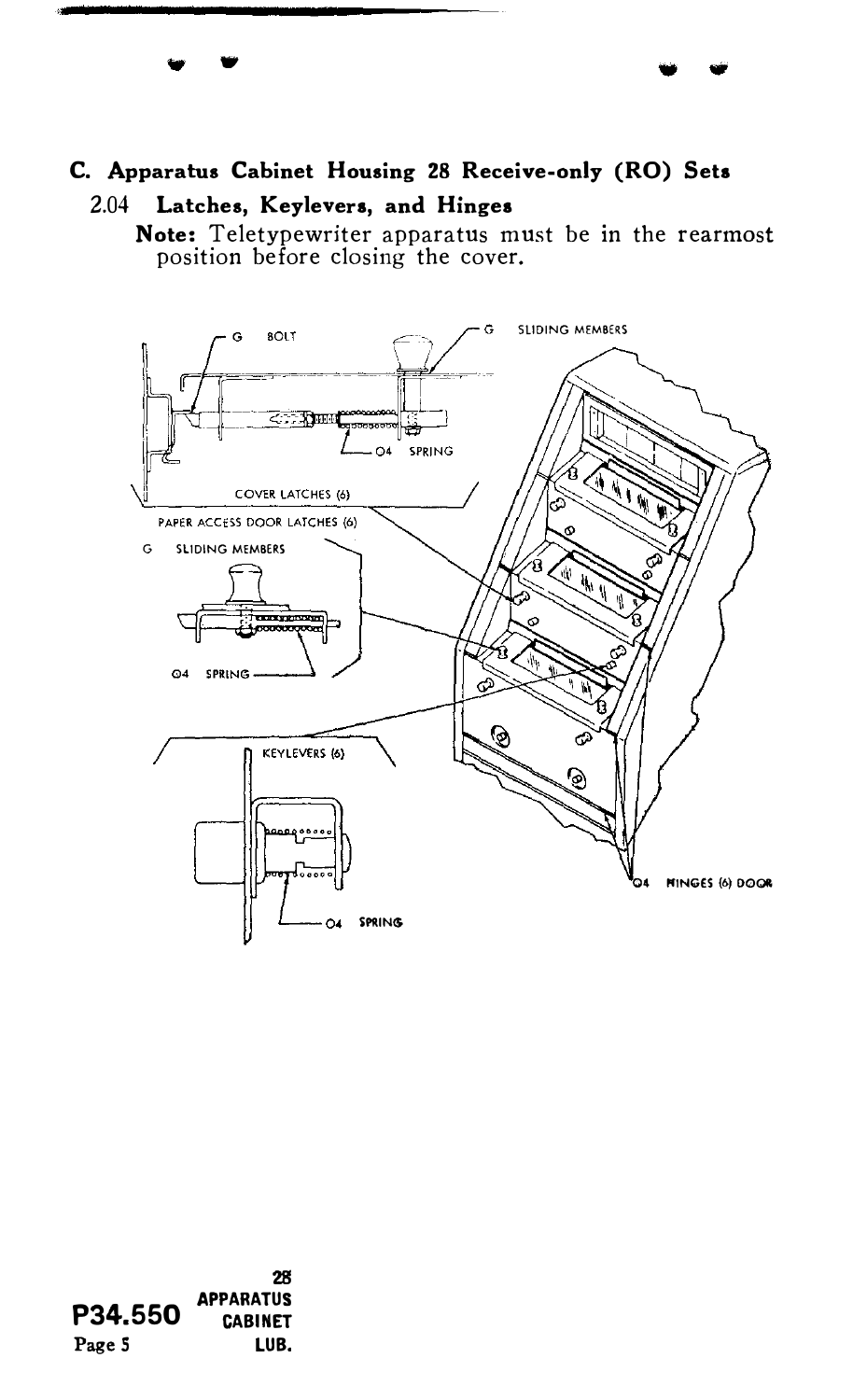### C. Apparatus Cabinet Housing 28 Receive-only (RO) Sets

**2.04 Latches, Keylevers, and Hinges**

**Note:** Teletypewriter apparatus must be in the rearmost position before closing the cover.

G BOLT

G SLIDING MEMBERS

O4 SPRING

COVER LATCHES (6)

PAPER ACCESS DOOR LATCHES (6)

G SLIDING MEMBERS

O4 SPRING

KEYLEVERS (6)

O4 SPRING

O4 HINGES (6) DOOR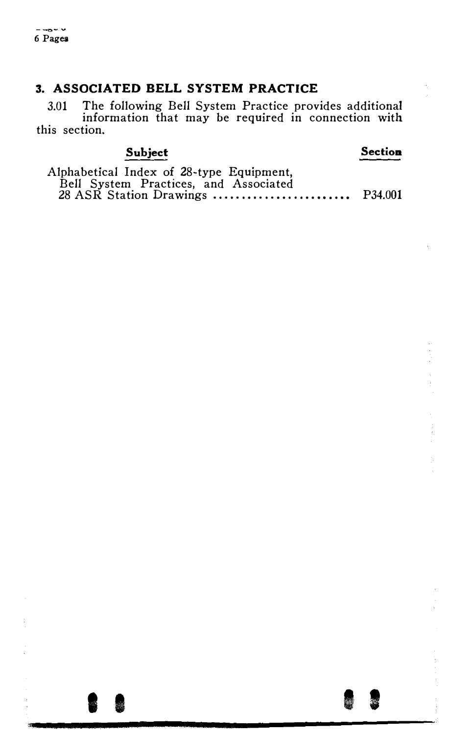## 3. ASSOCIATED BELL SYSTEM PRACTICE

3.01 The following Bell System Practice provides additional information that may be required in connection with this section.

| Subject | Section |
|---|---|
| Alphabetical Index of 28-type Equipment, Bell System Practices, and Associated 28 ASR Station Drawings | P34.001 |